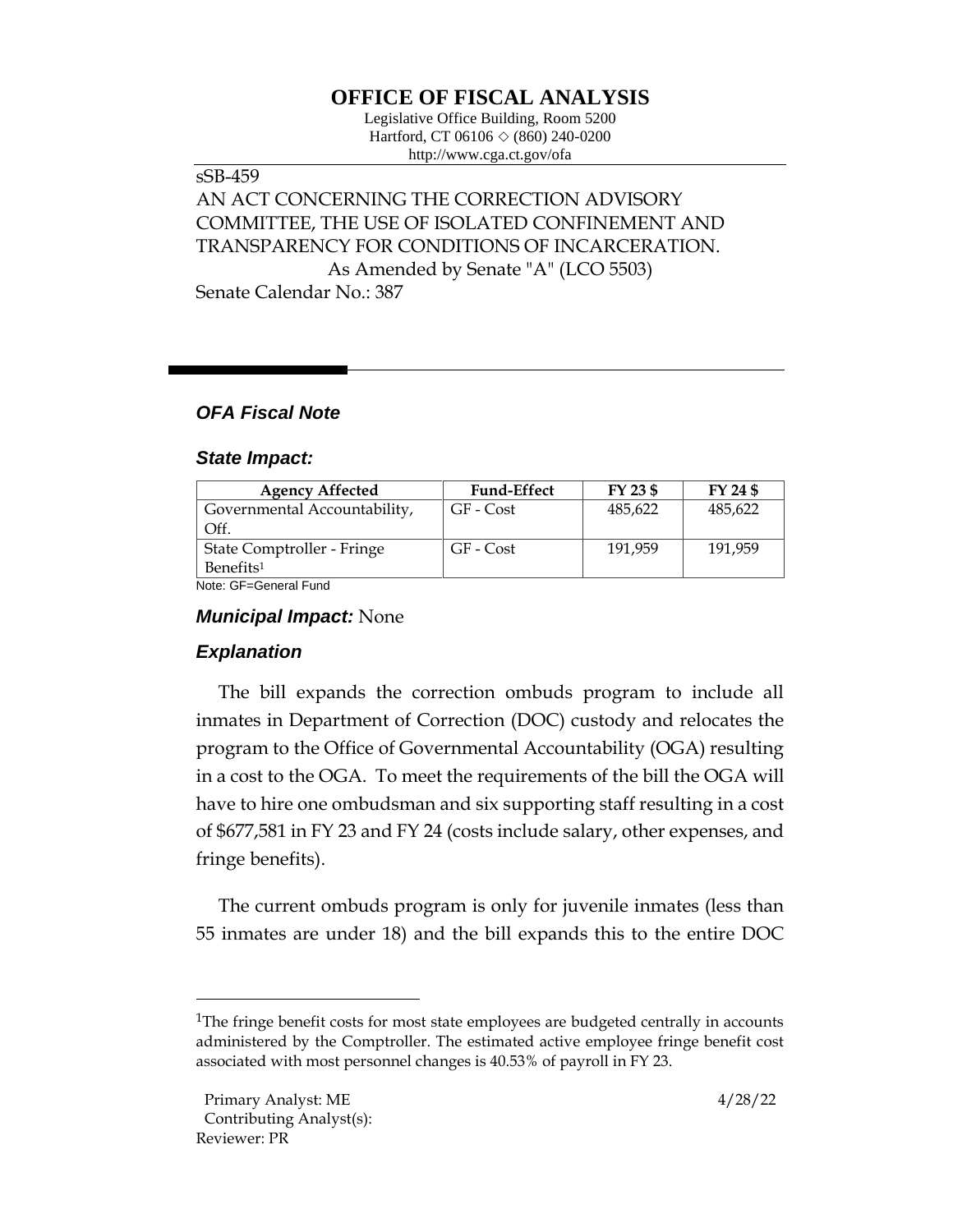# OFFICE OF FISCAL ANALYSIS

Legislative Office Building, Room 5200
Hartford, CT 06106 ◇ (860) 240-0200
http://www.cga.ct.gov/ofa

sSB-459
AN ACT CONCERNING THE CORRECTION ADVISORY COMMITTEE, THE USE OF ISOLATED CONFINEMENT AND TRANSPARENCY FOR CONDITIONS OF INCARCERATION.
As Amended by Senate "A" (LCO 5503)
Senate Calendar No.: 387

### *OFA Fiscal Note*

### *State Impact:*

| Agency Affected | Fund-Effect | FY 23 $ | FY 24 $ |
|---|---|---|---|
| Governmental Accountability, Off. | GF - Cost | 485,622 | 485,622 |
| State Comptroller - Fringe Benefits[1] | GF - Cost | 191,959 | 191,959 |

Note: GF=General Fund

***Municipal Impact:*** None

### *Explanation*

The bill expands the correction ombuds program to include all inmates in Department of Correction (DOC) custody and relocates the program to the Office of Governmental Accountability (OGA) resulting in a cost to the OGA. To meet the requirements of the bill the OGA will have to hire one ombudsman and six supporting staff resulting in a cost of $677,581 in FY 23 and FY 24 (costs include salary, other expenses, and fringe benefits).

The current ombuds program is only for juvenile inmates (less than 55 inmates are under 18) and the bill expands this to the entire DOC

[1]The fringe benefit costs for most state employees are budgeted centrally in accounts administered by the Comptroller. The estimated active employee fringe benefit cost associated with most personnel changes is 40.53% of payroll in FY 23.

Primary Analyst: ME
Contributing Analyst(s):
Reviewer: PR

4/28/22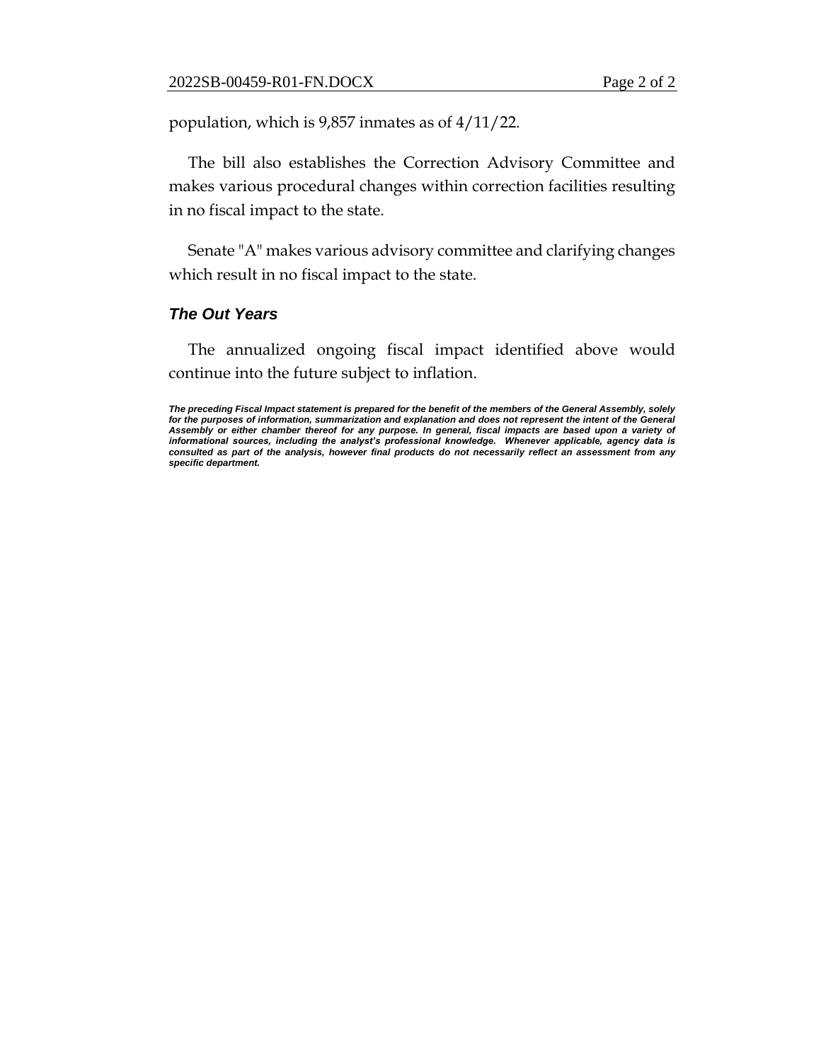population, which is 9,857 inmates as of 4/11/22.

The bill also establishes the Correction Advisory Committee and makes various procedural changes within correction facilities resulting in no fiscal impact to the state.

Senate "A" makes various advisory committee and clarifying changes which result in no fiscal impact to the state.

### *The Out Years*

The annualized ongoing fiscal impact identified above would continue into the future subject to inflation.

***The preceding Fiscal Impact statement is prepared for the benefit of the members of the General Assembly, solely for the purposes of information, summarization and explanation and does not represent the intent of the General Assembly or either chamber thereof for any purpose. In general, fiscal impacts are based upon a variety of informational sources, including the analyst's professional knowledge. Whenever applicable, agency data is consulted as part of the analysis, however final products do not necessarily reflect an assessment from any specific department.***